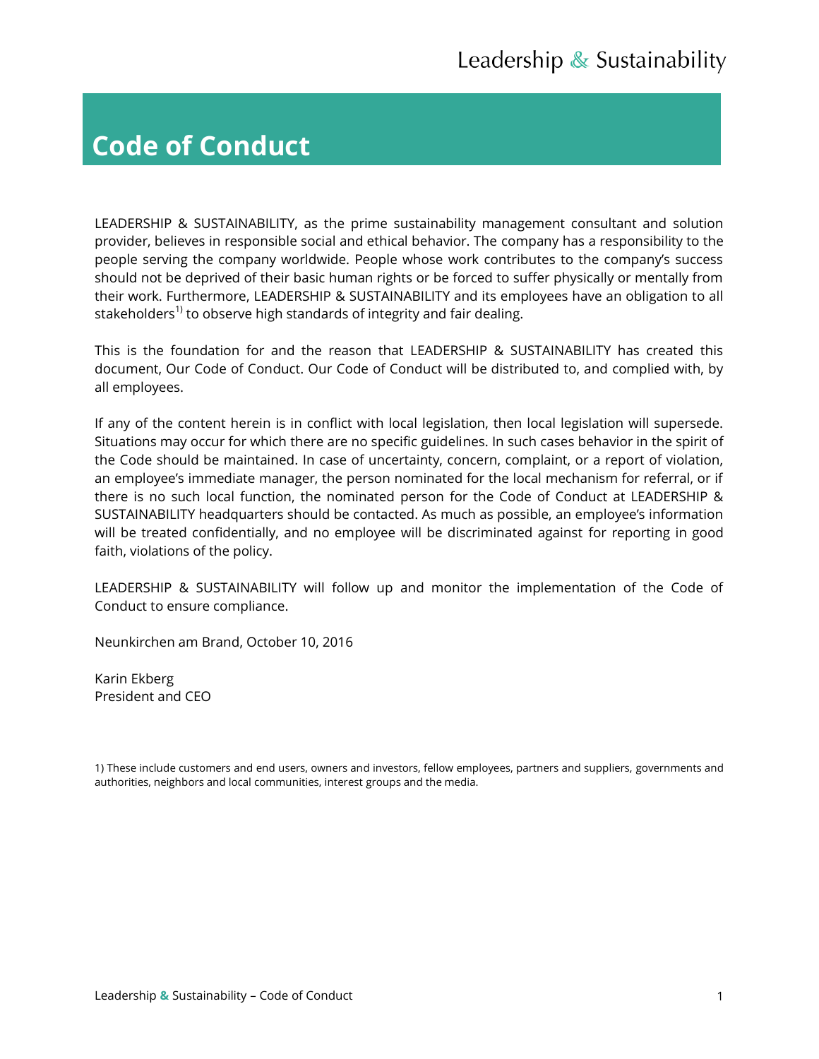# Code of Conduct

LEADERSHIP & SUSTAINABILITY, as the prime sustainability management consultant and solution provider, believes in responsible social and ethical behavior. The company has a responsibility to the people serving the company worldwide. People whose work contributes to the company's success should not be deprived of their basic human rights or be forced to suffer physically or mentally from their work. Furthermore, LEADERSHIP & SUSTAINABILITY and its employees have an obligation to all stakeholders[1)] to observe high standards of integrity and fair dealing.

This is the foundation for and the reason that LEADERSHIP & SUSTAINABILITY has created this document, Our Code of Conduct. Our Code of Conduct will be distributed to, and complied with, by all employees.

If any of the content herein is in conflict with local legislation, then local legislation will supersede. Situations may occur for which there are no specific guidelines. In such cases behavior in the spirit of the Code should be maintained. In case of uncertainty, concern, complaint, or a report of violation, an employee's immediate manager, the person nominated for the local mechanism for referral, or if there is no such local function, the nominated person for the Code of Conduct at LEADERSHIP & SUSTAINABILITY headquarters should be contacted. As much as possible, an employee's information will be treated confidentially, and no employee will be discriminated against for reporting in good faith, violations of the policy.

LEADERSHIP & SUSTAINABILITY will follow up and monitor the implementation of the Code of Conduct to ensure compliance.

Neunkirchen am Brand, October 10, 2016

Karin Ekberg
President and CEO

1) These include customers and end users, owners and investors, fellow employees, partners and suppliers, governments and authorities, neighbors and local communities, interest groups and the media.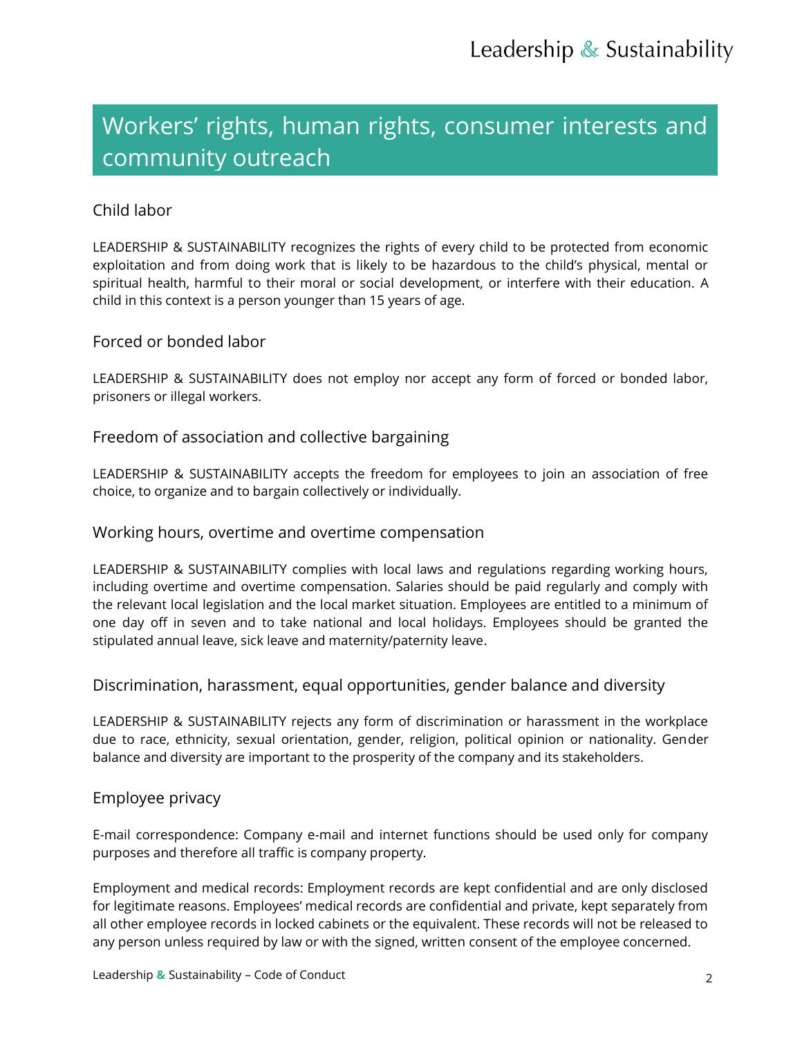# Workers' rights, human rights, consumer interests and community outreach

## Child labor

LEADERSHIP & SUSTAINABILITY recognizes the rights of every child to be protected from economic exploitation and from doing work that is likely to be hazardous to the child's physical, mental or spiritual health, harmful to their moral or social development, or interfere with their education. A child in this context is a person younger than 15 years of age.

## Forced or bonded labor

LEADERSHIP & SUSTAINABILITY does not employ nor accept any form of forced or bonded labor, prisoners or illegal workers.

## Freedom of association and collective bargaining

LEADERSHIP & SUSTAINABILITY accepts the freedom for employees to join an association of free choice, to organize and to bargain collectively or individually.

## Working hours, overtime and overtime compensation

LEADERSHIP & SUSTAINABILITY complies with local laws and regulations regarding working hours, including overtime and overtime compensation. Salaries should be paid regularly and comply with the relevant local legislation and the local market situation. Employees are entitled to a minimum of one day off in seven and to take national and local holidays. Employees should be granted the stipulated annual leave, sick leave and maternity/paternity leave.

## Discrimination, harassment, equal opportunities, gender balance and diversity

LEADERSHIP & SUSTAINABILITY rejects any form of discrimination or harassment in the workplace due to race, ethnicity, sexual orientation, gender, religion, political opinion or nationality. Gender balance and diversity are important to the prosperity of the company and its stakeholders.

## Employee privacy

E-mail correspondence: Company e-mail and internet functions should be used only for company purposes and therefore all traffic is company property.

Employment and medical records: Employment records are kept confidential and are only disclosed for legitimate reasons. Employees' medical records are confidential and private, kept separately from all other employee records in locked cabinets or the equivalent. These records will not be released to any person unless required by law or with the signed, written consent of the employee concerned.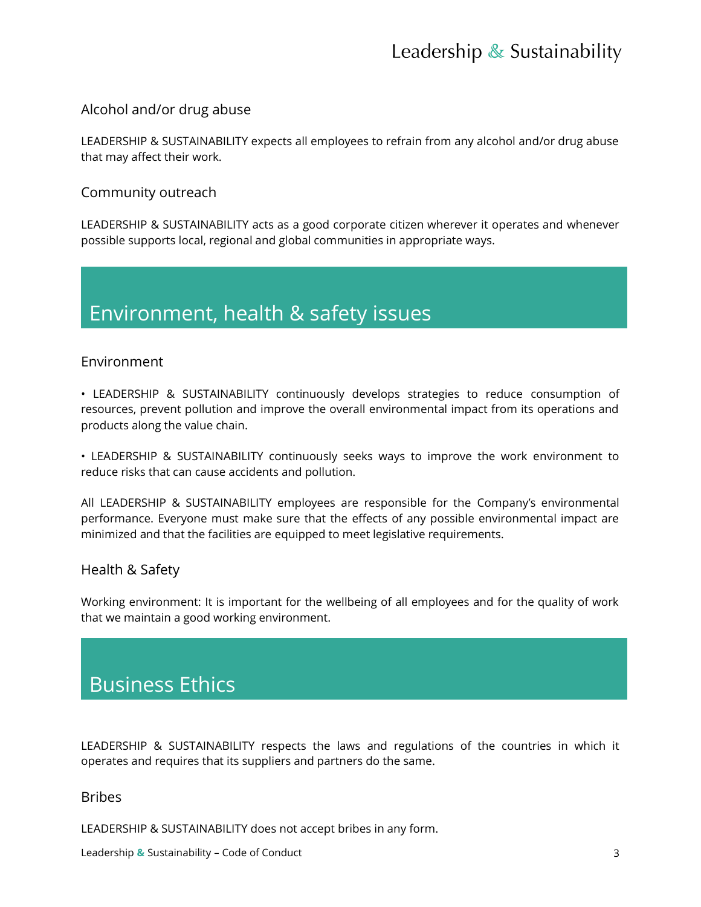### Alcohol and/or drug abuse

LEADERSHIP & SUSTAINABILITY expects all employees to refrain from any alcohol and/or drug abuse that may affect their work.

### Community outreach

LEADERSHIP & SUSTAINABILITY acts as a good corporate citizen wherever it operates and whenever possible supports local, regional and global communities in appropriate ways.

## Environment, health & safety issues

### Environment

• LEADERSHIP & SUSTAINABILITY continuously develops strategies to reduce consumption of resources, prevent pollution and improve the overall environmental impact from its operations and products along the value chain.

• LEADERSHIP & SUSTAINABILITY continuously seeks ways to improve the work environment to reduce risks that can cause accidents and pollution.

All LEADERSHIP & SUSTAINABILITY employees are responsible for the Company's environmental performance. Everyone must make sure that the effects of any possible environmental impact are minimized and that the facilities are equipped to meet legislative requirements.

### Health & Safety

Working environment: It is important for the wellbeing of all employees and for the quality of work that we maintain a good working environment.

## Business Ethics

LEADERSHIP & SUSTAINABILITY respects the laws and regulations of the countries in which it operates and requires that its suppliers and partners do the same.

### Bribes

LEADERSHIP & SUSTAINABILITY does not accept bribes in any form.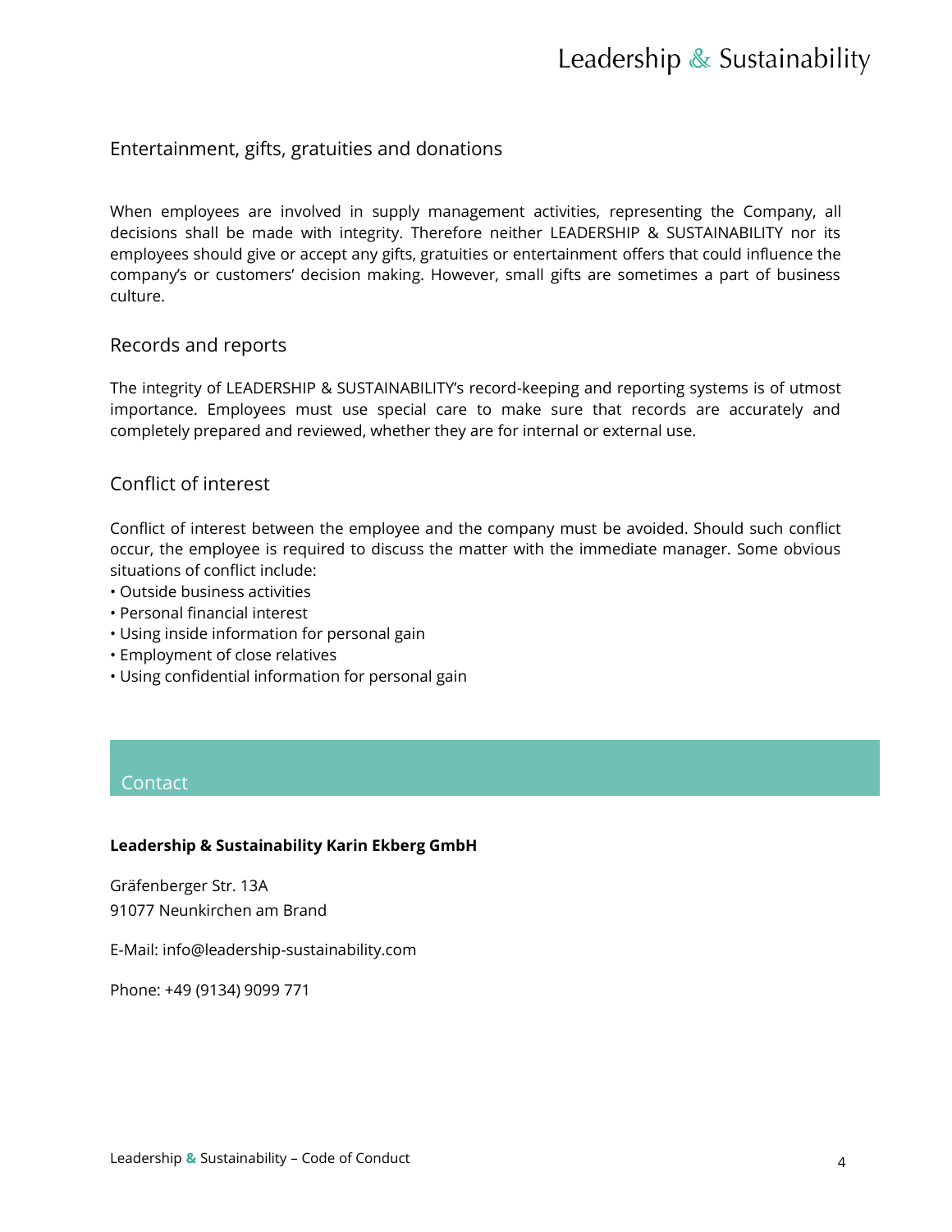## Entertainment, gifts, gratuities and donations

When employees are involved in supply management activities, representing the Company, all decisions shall be made with integrity. Therefore neither LEADERSHIP & SUSTAINABILITY nor its employees should give or accept any gifts, gratuities or entertainment offers that could influence the company's or customers' decision making. However, small gifts are sometimes a part of business culture.

## Records and reports

The integrity of LEADERSHIP & SUSTAINABILITY's record-keeping and reporting systems is of utmost importance. Employees must use special care to make sure that records are accurately and completely prepared and reviewed, whether they are for internal or external use.

## Conflict of interest

Conflict of interest between the employee and the company must be avoided. Should such conflict occur, the employee is required to discuss the matter with the immediate manager. Some obvious situations of conflict include:

- Outside business activities
- Personal financial interest
- Using inside information for personal gain
- Employment of close relatives
- Using confidential information for personal gain

## Contact

**Leadership & Sustainability Karin Ekberg GmbH**

Gräfenberger Str. 13A
91077 Neunkirchen am Brand

E-Mail: info@leadership-sustainability.com

Phone: +49 (9134) 9099 771